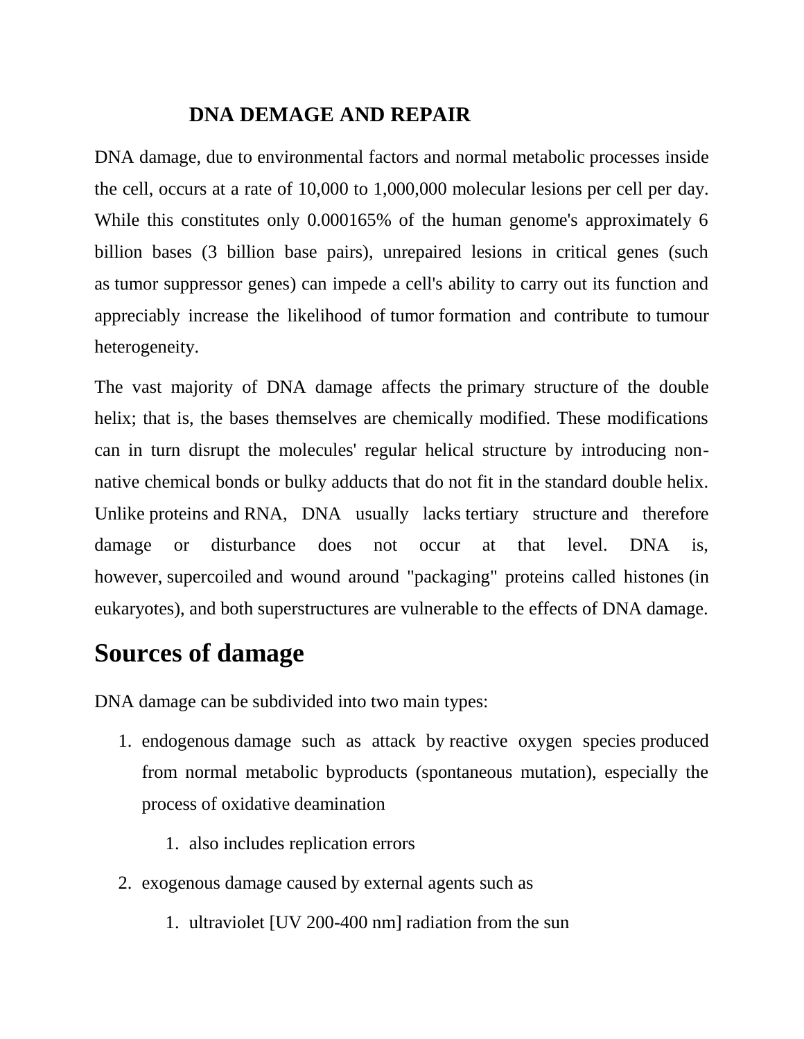# DNA DEMAGE AND REPAIR

DNA damage, due to environmental factors and normal metabolic processes inside the cell, occurs at a rate of 10,000 to 1,000,000 molecular lesions per cell per day. While this constitutes only 0.000165% of the human genome's approximately 6 billion bases (3 billion base pairs), unrepaired lesions in critical genes (such as tumor suppressor genes) can impede a cell's ability to carry out its function and appreciably increase the likelihood of tumor formation and contribute to tumour heterogeneity.

The vast majority of DNA damage affects the primary structure of the double helix; that is, the bases themselves are chemically modified. These modifications can in turn disrupt the molecules' regular helical structure by introducing non-native chemical bonds or bulky adducts that do not fit in the standard double helix. Unlike proteins and RNA, DNA usually lacks tertiary structure and therefore damage or disturbance does not occur at that level. DNA is, however, supercoiled and wound around "packaging" proteins called histones (in eukaryotes), and both superstructures are vulnerable to the effects of DNA damage.

## Sources of damage

DNA damage can be subdivided into two main types:

1. endogenous damage such as attack by reactive oxygen species produced from normal metabolic byproducts (spontaneous mutation), especially the process of oxidative deamination
    1. also includes replication errors
2. exogenous damage caused by external agents such as
    1. ultraviolet [UV 200-400 nm] radiation from the sun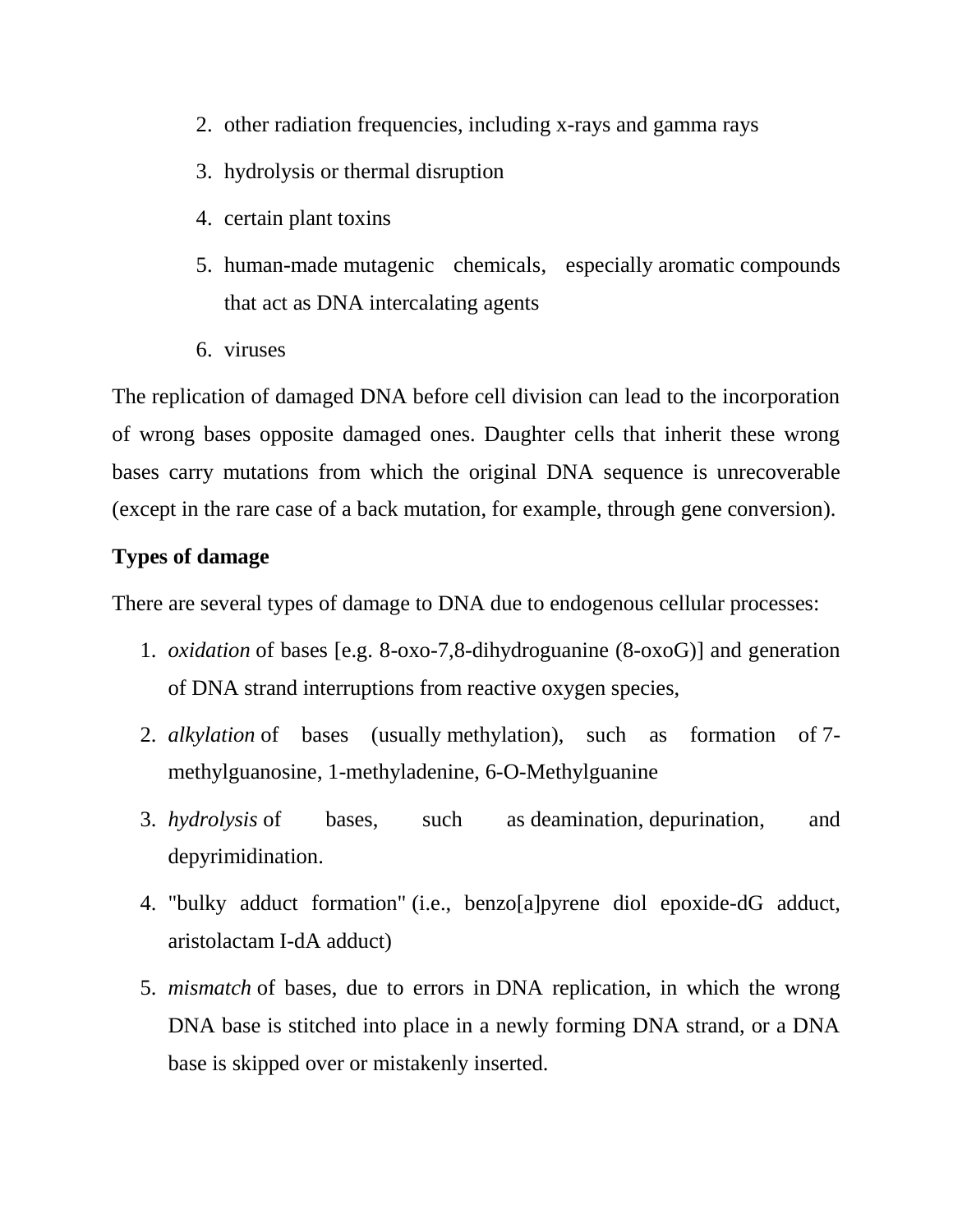2. other radiation frequencies, including x-rays and gamma rays
3. hydrolysis or thermal disruption
4. certain plant toxins
5. human-made mutagenic chemicals, especially aromatic compounds that act as DNA intercalating agents
6. viruses

The replication of damaged DNA before cell division can lead to the incorporation of wrong bases opposite damaged ones. Daughter cells that inherit these wrong bases carry mutations from which the original DNA sequence is unrecoverable (except in the rare case of a back mutation, for example, through gene conversion).

**Types of damage**

There are several types of damage to DNA due to endogenous cellular processes:

1. *oxidation* of bases [e.g. 8-oxo-7,8-dihydroguanine (8-oxoG)] and generation of DNA strand interruptions from reactive oxygen species,
2. *alkylation* of bases (usually methylation), such as formation of 7-methylguanosine, 1-methyladenine, 6-O-Methylguanine
3. *hydrolysis* of bases, such as deamination, depurination, and depyrimidination.
4. "bulky adduct formation" (i.e., benzo[a]pyrene diol epoxide-dG adduct, aristolactam I-dA adduct)
5. *mismatch* of bases, due to errors in DNA replication, in which the wrong DNA base is stitched into place in a newly forming DNA strand, or a DNA base is skipped over or mistakenly inserted.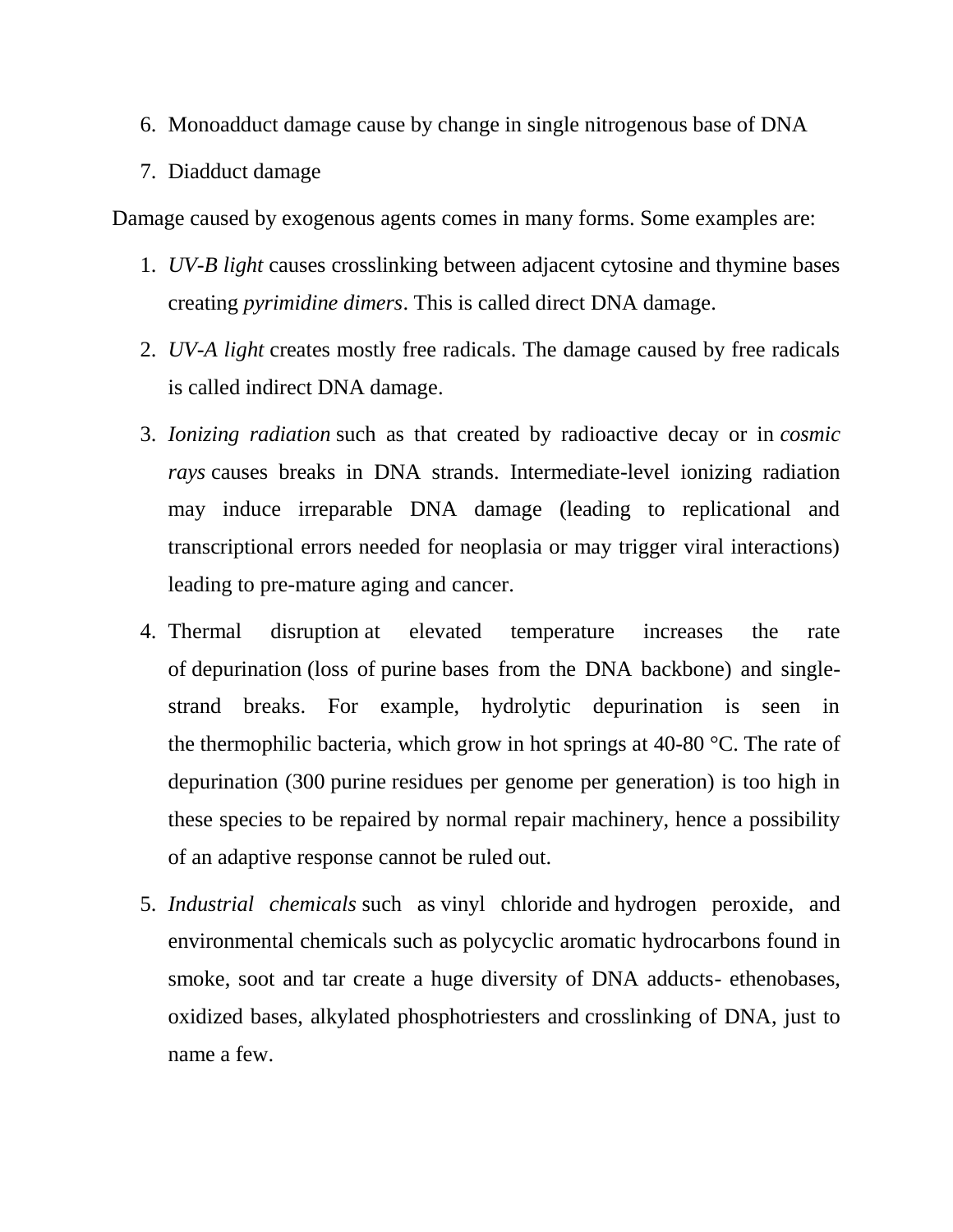6. Monoadduct damage cause by change in single nitrogenous base of DNA
7. Diadduct damage

Damage caused by exogenous agents comes in many forms. Some examples are:

1. *UV-B light* causes crosslinking between adjacent cytosine and thymine bases creating *pyrimidine dimers*. This is called direct DNA damage.
2. *UV-A light* creates mostly free radicals. The damage caused by free radicals is called indirect DNA damage.
3. *Ionizing radiation* such as that created by radioactive decay or in *cosmic rays* causes breaks in DNA strands. Intermediate-level ionizing radiation may induce irreparable DNA damage (leading to replicational and transcriptional errors needed for neoplasia or may trigger viral interactions) leading to pre-mature aging and cancer.
4. Thermal disruption at elevated temperature increases the rate of depurination (loss of purine bases from the DNA backbone) and single-strand breaks. For example, hydrolytic depurination is seen in the thermophilic bacteria, which grow in hot springs at 40-80 °C. The rate of depurination (300 purine residues per genome per generation) is too high in these species to be repaired by normal repair machinery, hence a possibility of an adaptive response cannot be ruled out.
5. *Industrial chemicals* such as vinyl chloride and hydrogen peroxide, and environmental chemicals such as polycyclic aromatic hydrocarbons found in smoke, soot and tar create a huge diversity of DNA adducts- ethenobases, oxidized bases, alkylated phosphotriesters and crosslinking of DNA, just to name a few.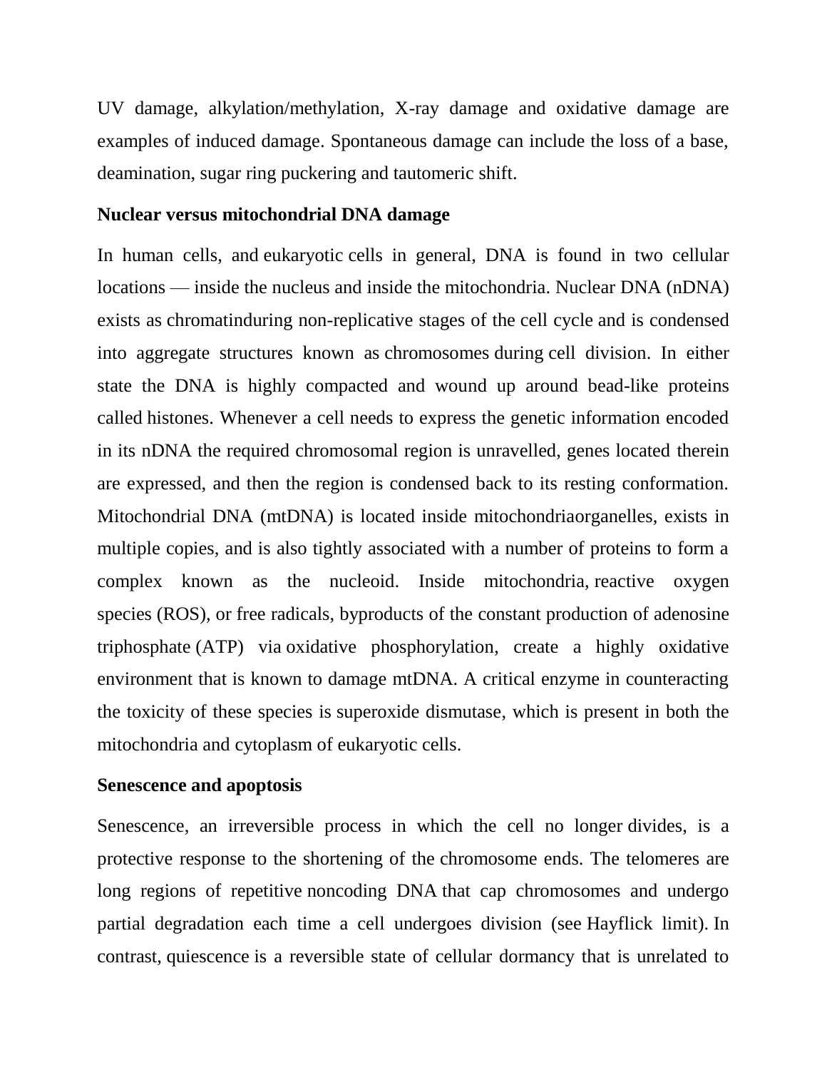UV damage, alkylation/methylation, X-ray damage and oxidative damage are examples of induced damage. Spontaneous damage can include the loss of a base, deamination, sugar ring puckering and tautomeric shift.

**Nuclear versus mitochondrial DNA damage**

In human cells, and eukaryotic cells in general, DNA is found in two cellular locations — inside the nucleus and inside the mitochondria. Nuclear DNA (nDNA) exists as chromatinduring non-replicative stages of the cell cycle and is condensed into aggregate structures known as chromosomes during cell division. In either state the DNA is highly compacted and wound up around bead-like proteins called histones. Whenever a cell needs to express the genetic information encoded in its nDNA the required chromosomal region is unravelled, genes located therein are expressed, and then the region is condensed back to its resting conformation. Mitochondrial DNA (mtDNA) is located inside mitochondriaorganelles, exists in multiple copies, and is also tightly associated with a number of proteins to form a complex known as the nucleoid. Inside mitochondria, reactive oxygen species (ROS), or free radicals, byproducts of the constant production of adenosine triphosphate (ATP) via oxidative phosphorylation, create a highly oxidative environment that is known to damage mtDNA. A critical enzyme in counteracting the toxicity of these species is superoxide dismutase, which is present in both the mitochondria and cytoplasm of eukaryotic cells.

**Senescence and apoptosis**

Senescence, an irreversible process in which the cell no longer divides, is a protective response to the shortening of the chromosome ends. The telomeres are long regions of repetitive noncoding DNA that cap chromosomes and undergo partial degradation each time a cell undergoes division (see Hayflick limit). In contrast, quiescence is a reversible state of cellular dormancy that is unrelated to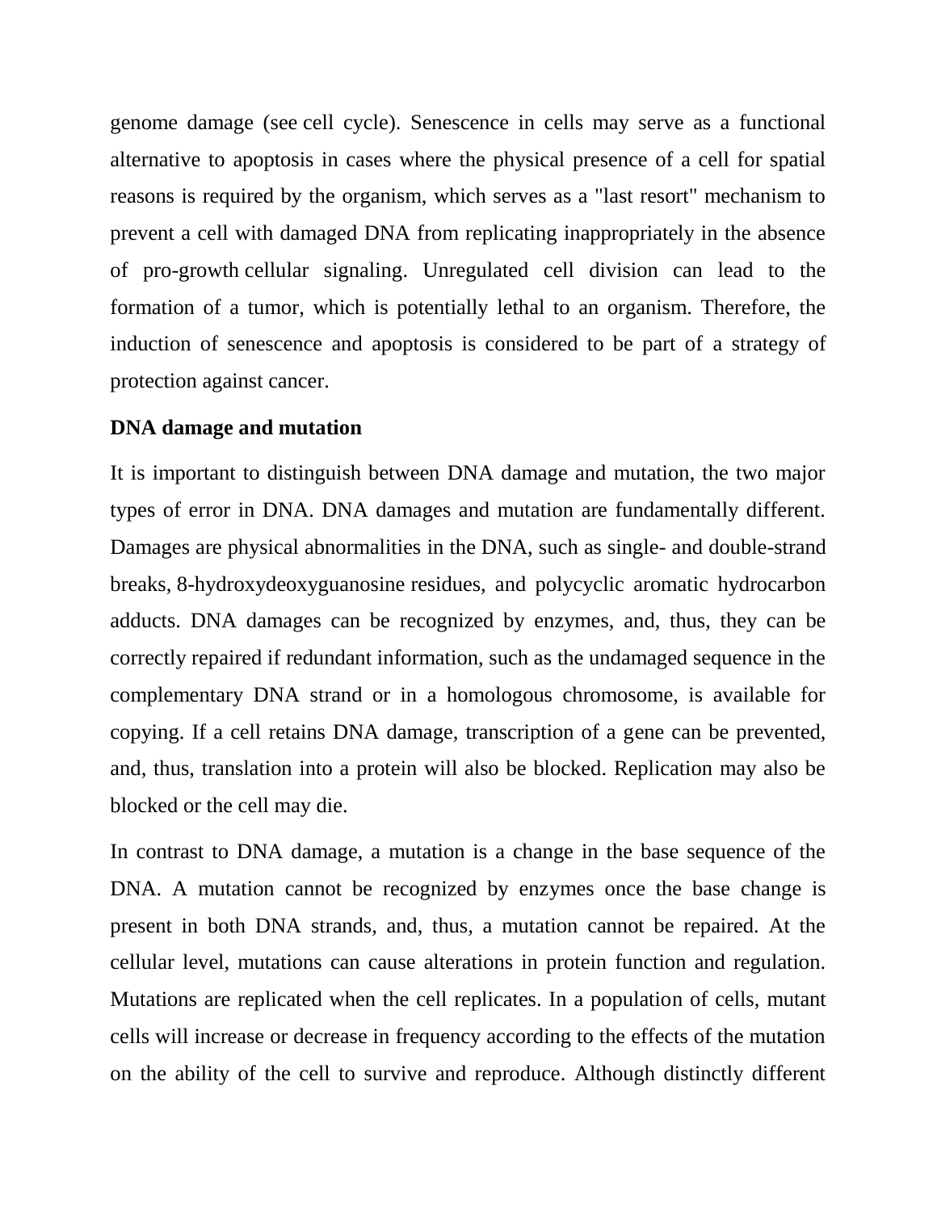genome damage (see cell cycle). Senescence in cells may serve as a functional alternative to apoptosis in cases where the physical presence of a cell for spatial reasons is required by the organism, which serves as a "last resort" mechanism to prevent a cell with damaged DNA from replicating inappropriately in the absence of pro-growth cellular signaling. Unregulated cell division can lead to the formation of a tumor, which is potentially lethal to an organism. Therefore, the induction of senescence and apoptosis is considered to be part of a strategy of protection against cancer.

**DNA damage and mutation**

It is important to distinguish between DNA damage and mutation, the two major types of error in DNA. DNA damages and mutation are fundamentally different. Damages are physical abnormalities in the DNA, such as single- and double-strand breaks, 8-hydroxydeoxyguanosine residues, and polycyclic aromatic hydrocarbon adducts. DNA damages can be recognized by enzymes, and, thus, they can be correctly repaired if redundant information, such as the undamaged sequence in the complementary DNA strand or in a homologous chromosome, is available for copying. If a cell retains DNA damage, transcription of a gene can be prevented, and, thus, translation into a protein will also be blocked. Replication may also be blocked or the cell may die.

In contrast to DNA damage, a mutation is a change in the base sequence of the DNA. A mutation cannot be recognized by enzymes once the base change is present in both DNA strands, and, thus, a mutation cannot be repaired. At the cellular level, mutations can cause alterations in protein function and regulation. Mutations are replicated when the cell replicates. In a population of cells, mutant cells will increase or decrease in frequency according to the effects of the mutation on the ability of the cell to survive and reproduce. Although distinctly different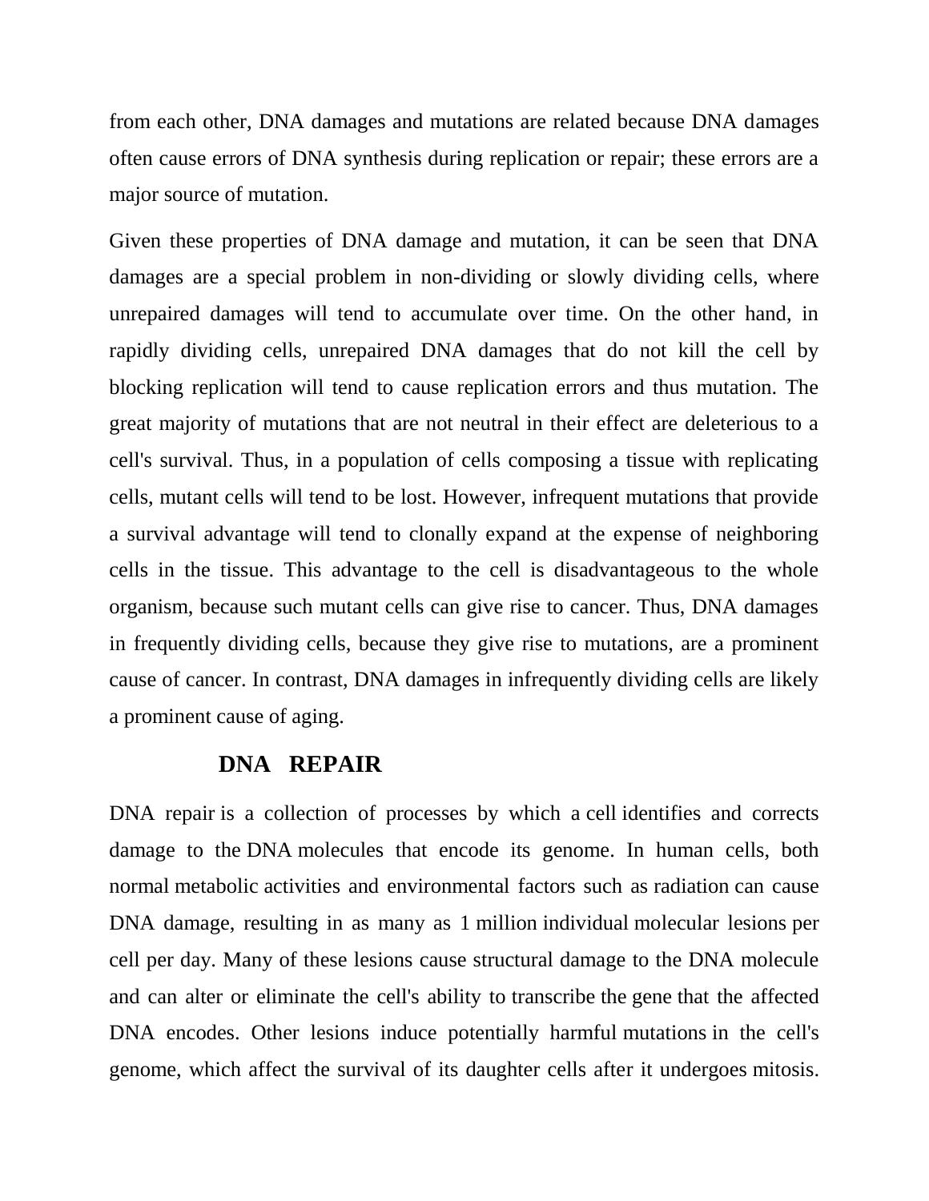from each other, DNA damages and mutations are related because DNA damages often cause errors of DNA synthesis during replication or repair; these errors are a major source of mutation.

Given these properties of DNA damage and mutation, it can be seen that DNA damages are a special problem in non-dividing or slowly dividing cells, where unrepaired damages will tend to accumulate over time. On the other hand, in rapidly dividing cells, unrepaired DNA damages that do not kill the cell by blocking replication will tend to cause replication errors and thus mutation. The great majority of mutations that are not neutral in their effect are deleterious to a cell's survival. Thus, in a population of cells composing a tissue with replicating cells, mutant cells will tend to be lost. However, infrequent mutations that provide a survival advantage will tend to clonally expand at the expense of neighboring cells in the tissue. This advantage to the cell is disadvantageous to the whole organism, because such mutant cells can give rise to cancer. Thus, DNA damages in frequently dividing cells, because they give rise to mutations, are a prominent cause of cancer. In contrast, DNA damages in infrequently dividing cells are likely a prominent cause of aging.

## DNA REPAIR

DNA repair is a collection of processes by which a cell identifies and corrects damage to the DNA molecules that encode its genome. In human cells, both normal metabolic activities and environmental factors such as radiation can cause DNA damage, resulting in as many as 1 million individual molecular lesions per cell per day. Many of these lesions cause structural damage to the DNA molecule and can alter or eliminate the cell's ability to transcribe the gene that the affected DNA encodes. Other lesions induce potentially harmful mutations in the cell's genome, which affect the survival of its daughter cells after it undergoes mitosis.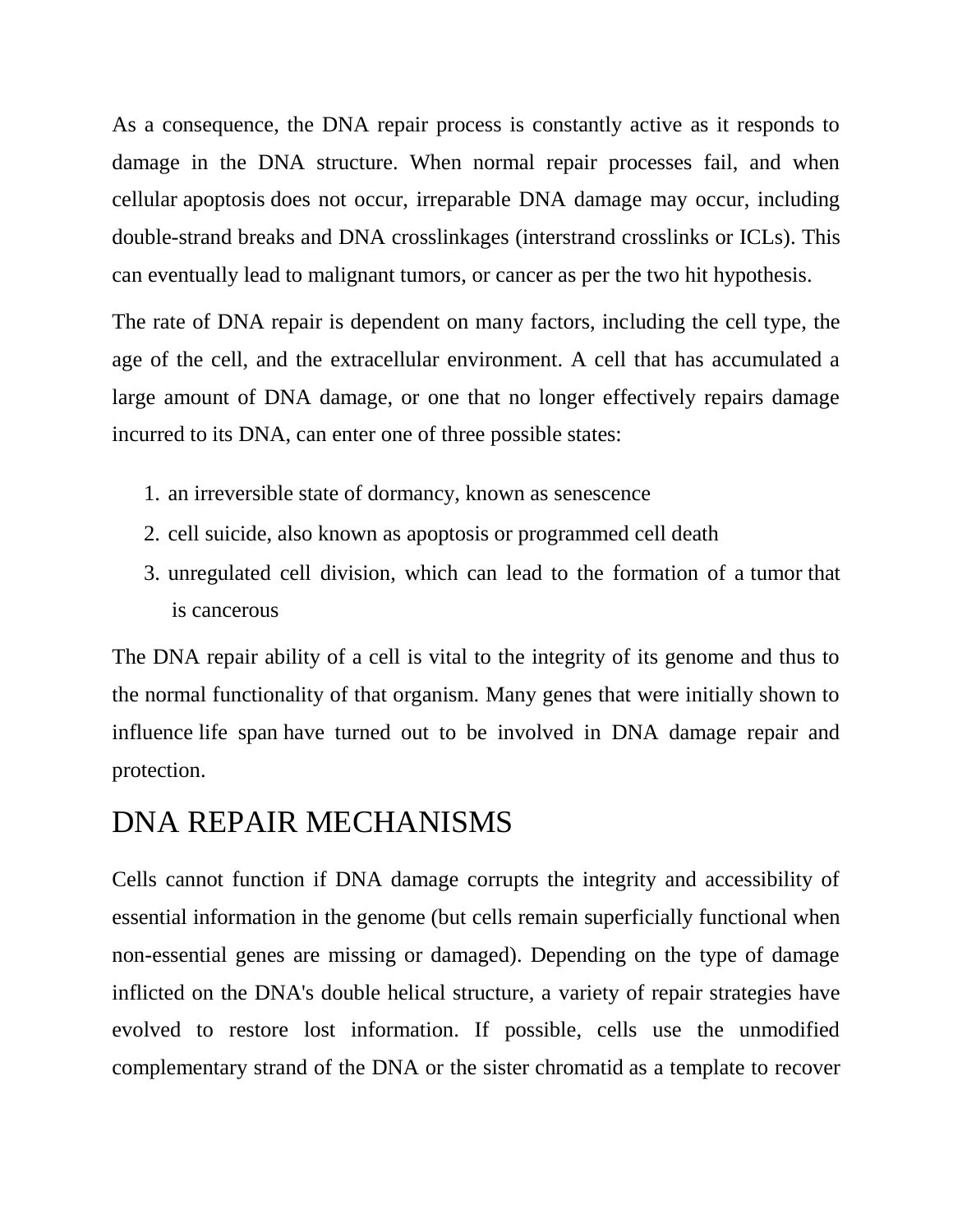As a consequence, the DNA repair process is constantly active as it responds to damage in the DNA structure. When normal repair processes fail, and when cellular apoptosis does not occur, irreparable DNA damage may occur, including double-strand breaks and DNA crosslinkages (interstrand crosslinks or ICLs). This can eventually lead to malignant tumors, or cancer as per the two hit hypothesis.

The rate of DNA repair is dependent on many factors, including the cell type, the age of the cell, and the extracellular environment. A cell that has accumulated a large amount of DNA damage, or one that no longer effectively repairs damage incurred to its DNA, can enter one of three possible states:

1. an irreversible state of dormancy, known as senescence
2. cell suicide, also known as apoptosis or programmed cell death
3. unregulated cell division, which can lead to the formation of a tumor that is cancerous

The DNA repair ability of a cell is vital to the integrity of its genome and thus to the normal functionality of that organism. Many genes that were initially shown to influence life span have turned out to be involved in DNA damage repair and protection.

# DNA REPAIR MECHANISMS

Cells cannot function if DNA damage corrupts the integrity and accessibility of essential information in the genome (but cells remain superficially functional when non-essential genes are missing or damaged). Depending on the type of damage inflicted on the DNA's double helical structure, a variety of repair strategies have evolved to restore lost information. If possible, cells use the unmodified complementary strand of the DNA or the sister chromatid as a template to recover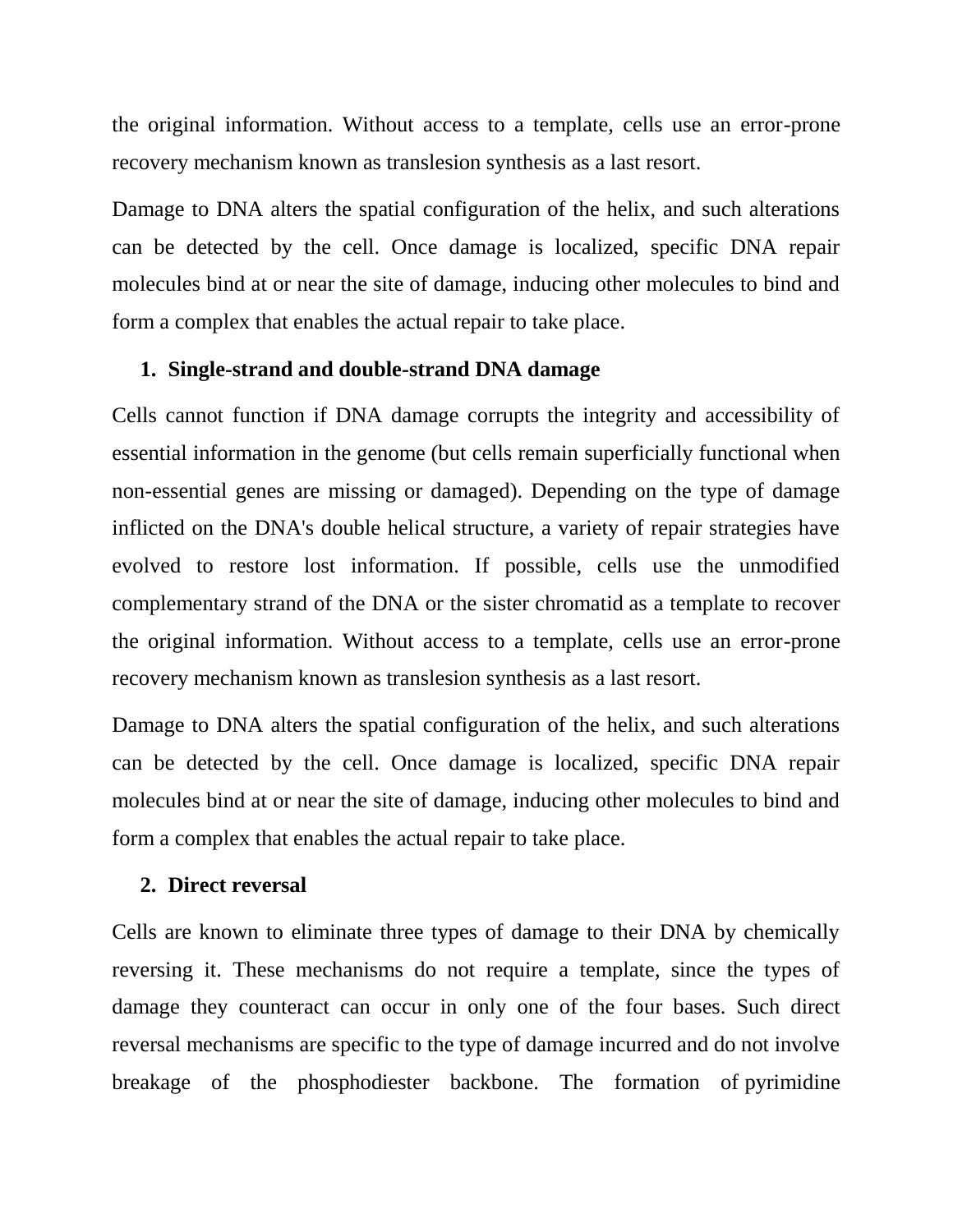the original information. Without access to a template, cells use an error-prone recovery mechanism known as translesion synthesis as a last resort.

Damage to DNA alters the spatial configuration of the helix, and such alterations can be detected by the cell. Once damage is localized, specific DNA repair molecules bind at or near the site of damage, inducing other molecules to bind and form a complex that enables the actual repair to take place.

1. **Single-strand and double-strand DNA damage**

Cells cannot function if DNA damage corrupts the integrity and accessibility of essential information in the genome (but cells remain superficially functional when non-essential genes are missing or damaged). Depending on the type of damage inflicted on the DNA's double helical structure, a variety of repair strategies have evolved to restore lost information. If possible, cells use the unmodified complementary strand of the DNA or the sister chromatid as a template to recover the original information. Without access to a template, cells use an error-prone recovery mechanism known as translesion synthesis as a last resort.

Damage to DNA alters the spatial configuration of the helix, and such alterations can be detected by the cell. Once damage is localized, specific DNA repair molecules bind at or near the site of damage, inducing other molecules to bind and form a complex that enables the actual repair to take place.

2. **Direct reversal**

Cells are known to eliminate three types of damage to their DNA by chemically reversing it. These mechanisms do not require a template, since the types of damage they counteract can occur in only one of the four bases. Such direct reversal mechanisms are specific to the type of damage incurred and do not involve breakage of the phosphodiester backbone. The formation of pyrimidine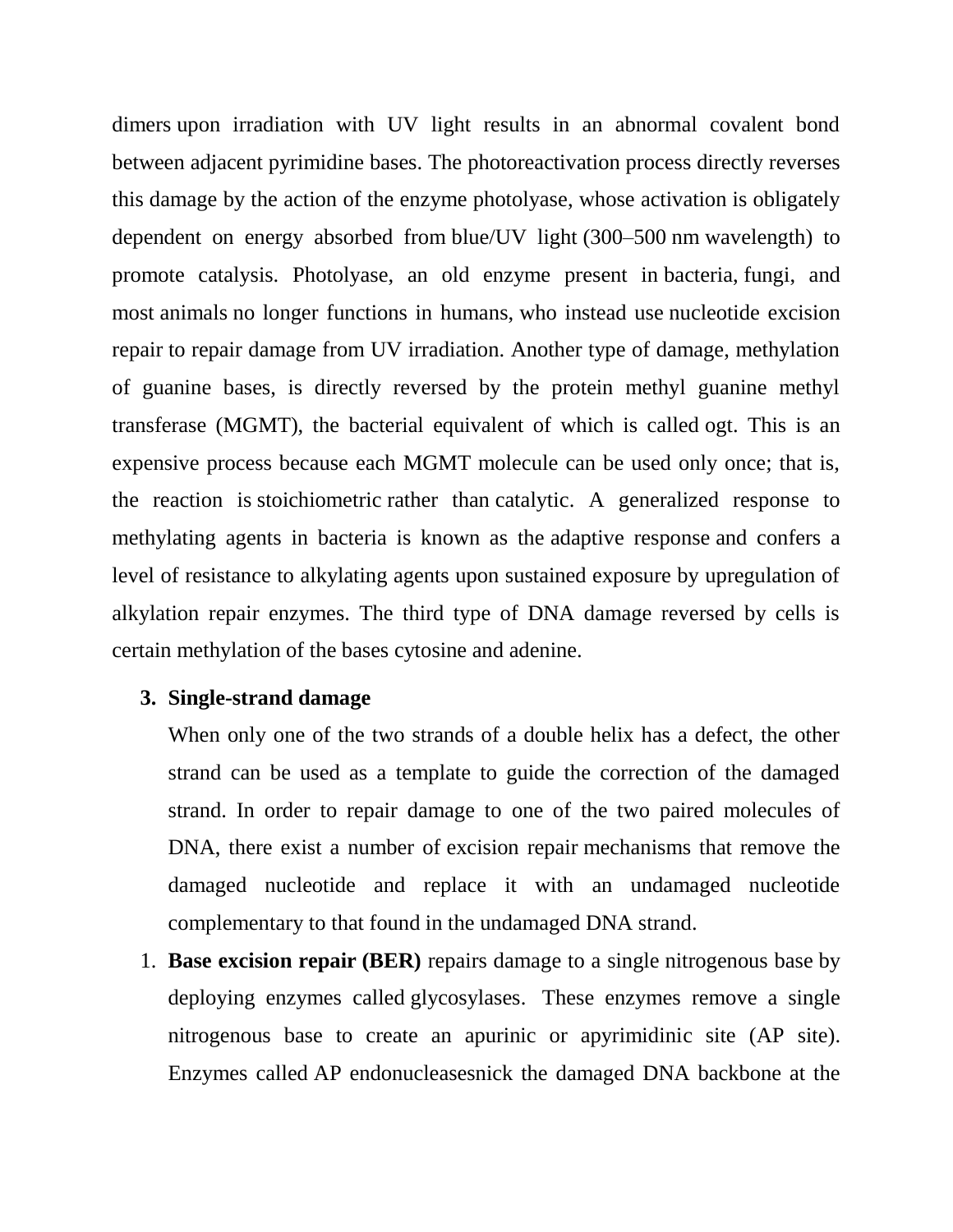dimers upon irradiation with UV light results in an abnormal covalent bond between adjacent pyrimidine bases. The photoreactivation process directly reverses this damage by the action of the enzyme photolyase, whose activation is obligately dependent on energy absorbed from blue/UV light (300–500 nm wavelength) to promote catalysis. Photolyase, an old enzyme present in bacteria, fungi, and most animals no longer functions in humans, who instead use nucleotide excision repair to repair damage from UV irradiation. Another type of damage, methylation of guanine bases, is directly reversed by the protein methyl guanine methyl transferase (MGMT), the bacterial equivalent of which is called ogt. This is an expensive process because each MGMT molecule can be used only once; that is, the reaction is stoichiometric rather than catalytic. A generalized response to methylating agents in bacteria is known as the adaptive response and confers a level of resistance to alkylating agents upon sustained exposure by upregulation of alkylation repair enzymes. The third type of DNA damage reversed by cells is certain methylation of the bases cytosine and adenine.

3. **Single-strand damage**

   When only one of the two strands of a double helix has a defect, the other strand can be used as a template to guide the correction of the damaged strand. In order to repair damage to one of the two paired molecules of DNA, there exist a number of excision repair mechanisms that remove the damaged nucleotide and replace it with an undamaged nucleotide complementary to that found in the undamaged DNA strand.

1. **Base excision repair (BER)** repairs damage to a single nitrogenous base by deploying enzymes called glycosylases. These enzymes remove a single nitrogenous base to create an apurinic or apyrimidinic site (AP site). Enzymes called AP endonucleasesnick the damaged DNA backbone at the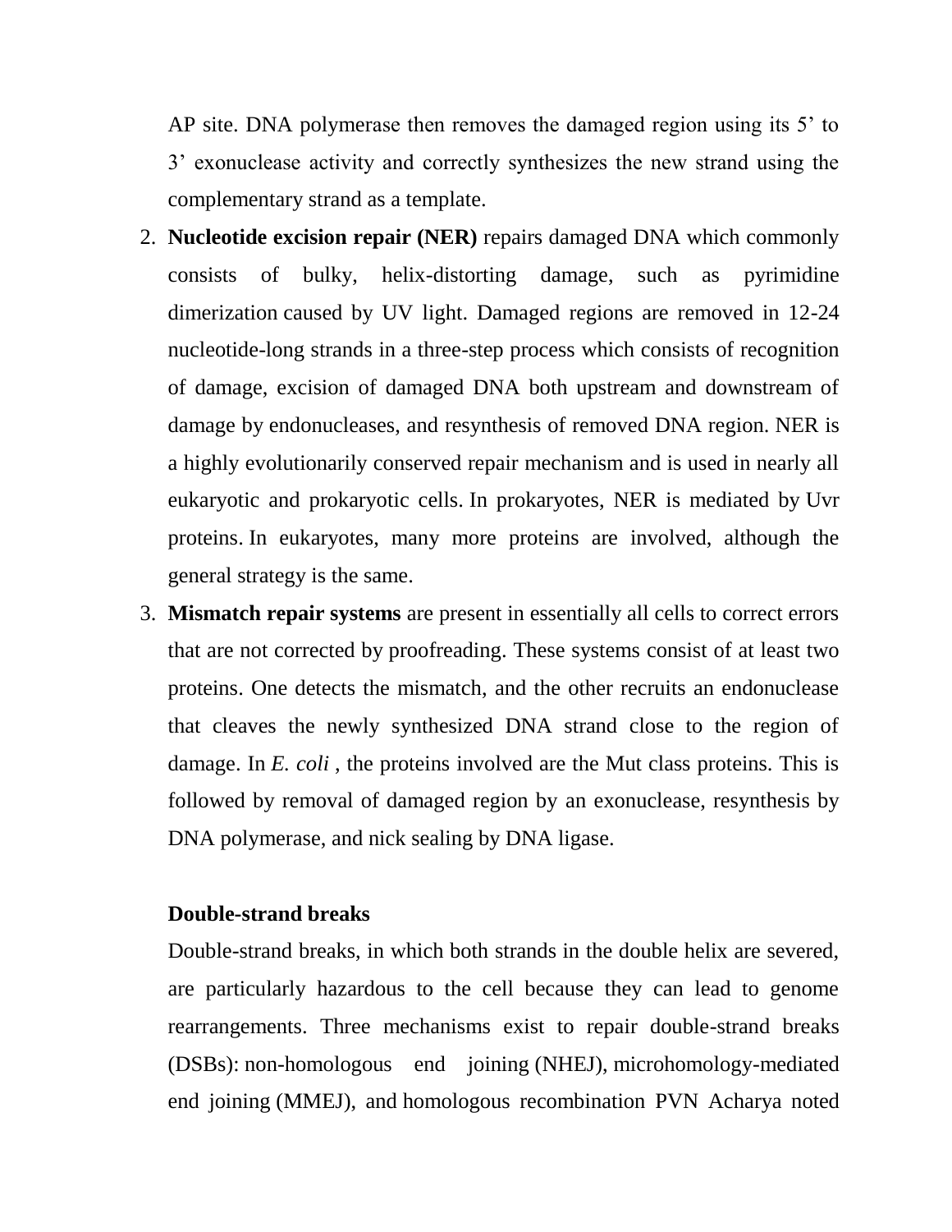AP site. DNA polymerase then removes the damaged region using its 5' to 3' exonuclease activity and correctly synthesizes the new strand using the complementary strand as a template.

2. **Nucleotide excision repair (NER)** repairs damaged DNA which commonly consists of bulky, helix-distorting damage, such as pyrimidine dimerization caused by UV light. Damaged regions are removed in 12-24 nucleotide-long strands in a three-step process which consists of recognition of damage, excision of damaged DNA both upstream and downstream of damage by endonucleases, and resynthesis of removed DNA region. NER is a highly evolutionarily conserved repair mechanism and is used in nearly all eukaryotic and prokaryotic cells. In prokaryotes, NER is mediated by Uvr proteins. In eukaryotes, many more proteins are involved, although the general strategy is the same.
3. **Mismatch repair systems** are present in essentially all cells to correct errors that are not corrected by proofreading. These systems consist of at least two proteins. One detects the mismatch, and the other recruits an endonuclease that cleaves the newly synthesized DNA strand close to the region of damage. In *E. coli* , the proteins involved are the Mut class proteins. This is followed by removal of damaged region by an exonuclease, resynthesis by DNA polymerase, and nick sealing by DNA ligase.

**Double-strand breaks**

Double-strand breaks, in which both strands in the double helix are severed, are particularly hazardous to the cell because they can lead to genome rearrangements. Three mechanisms exist to repair double-strand breaks (DSBs): non-homologous end joining (NHEJ), microhomology-mediated end joining (MMEJ), and homologous recombination PVN Acharya noted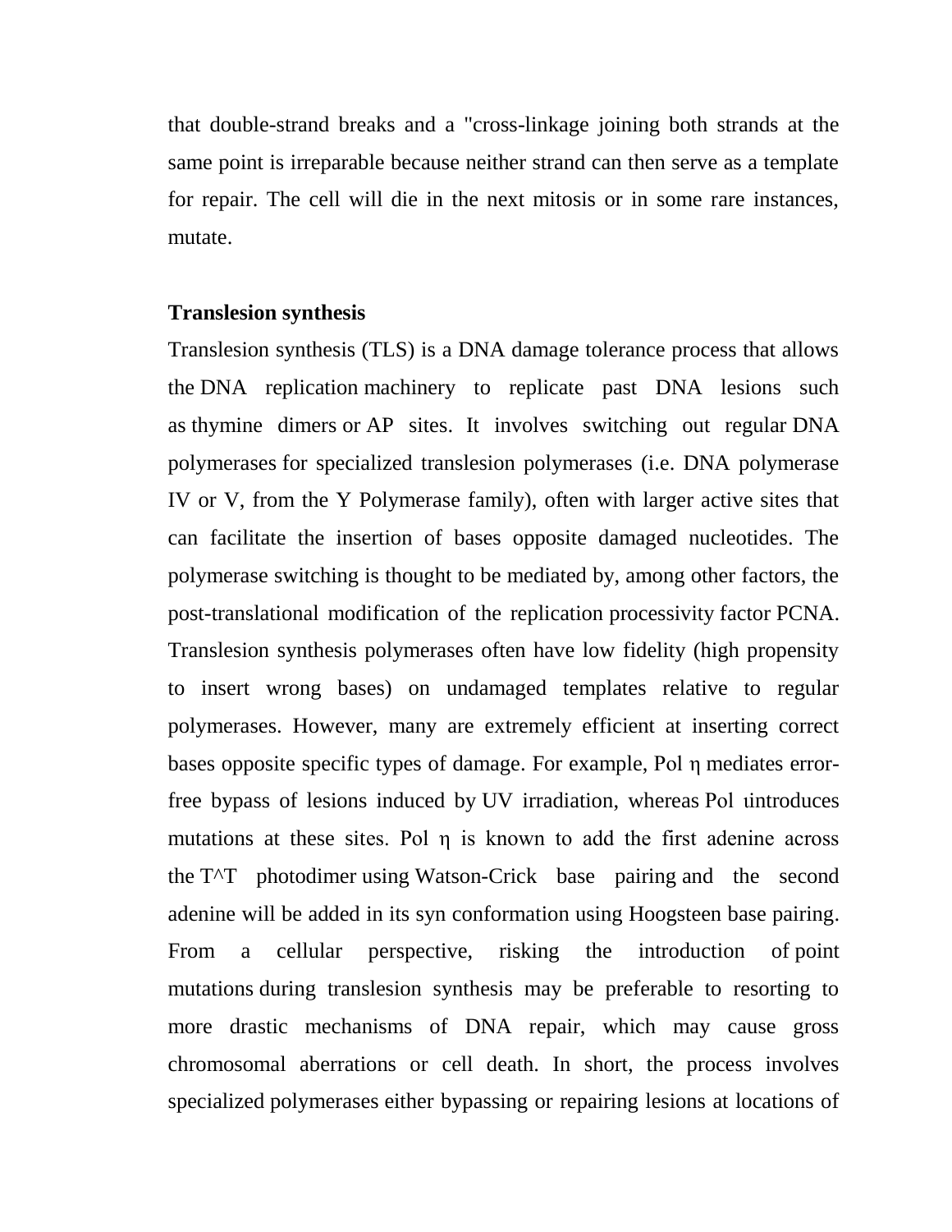that double-strand breaks and a "cross-linkage joining both strands at the same point is irreparable because neither strand can then serve as a template for repair. The cell will die in the next mitosis or in some rare instances, mutate.

**Translesion synthesis**

Translesion synthesis (TLS) is a DNA damage tolerance process that allows the DNA replication machinery to replicate past DNA lesions such as thymine dimers or AP sites. It involves switching out regular DNA polymerases for specialized translesion polymerases (i.e. DNA polymerase IV or V, from the Y Polymerase family), often with larger active sites that can facilitate the insertion of bases opposite damaged nucleotides. The polymerase switching is thought to be mediated by, among other factors, the post-translational modification of the replication processivity factor PCNA. Translesion synthesis polymerases often have low fidelity (high propensity to insert wrong bases) on undamaged templates relative to regular polymerases. However, many are extremely efficient at inserting correct bases opposite specific types of damage. For example, Pol η mediates error-free bypass of lesions induced by UV irradiation, whereas Pol ιintroduces mutations at these sites. Pol η is known to add the first adenine across the T^T photodimer using Watson-Crick base pairing and the second adenine will be added in its syn conformation using Hoogsteen base pairing. From a cellular perspective, risking the introduction of point mutations during translesion synthesis may be preferable to resorting to more drastic mechanisms of DNA repair, which may cause gross chromosomal aberrations or cell death. In short, the process involves specialized polymerases either bypassing or repairing lesions at locations of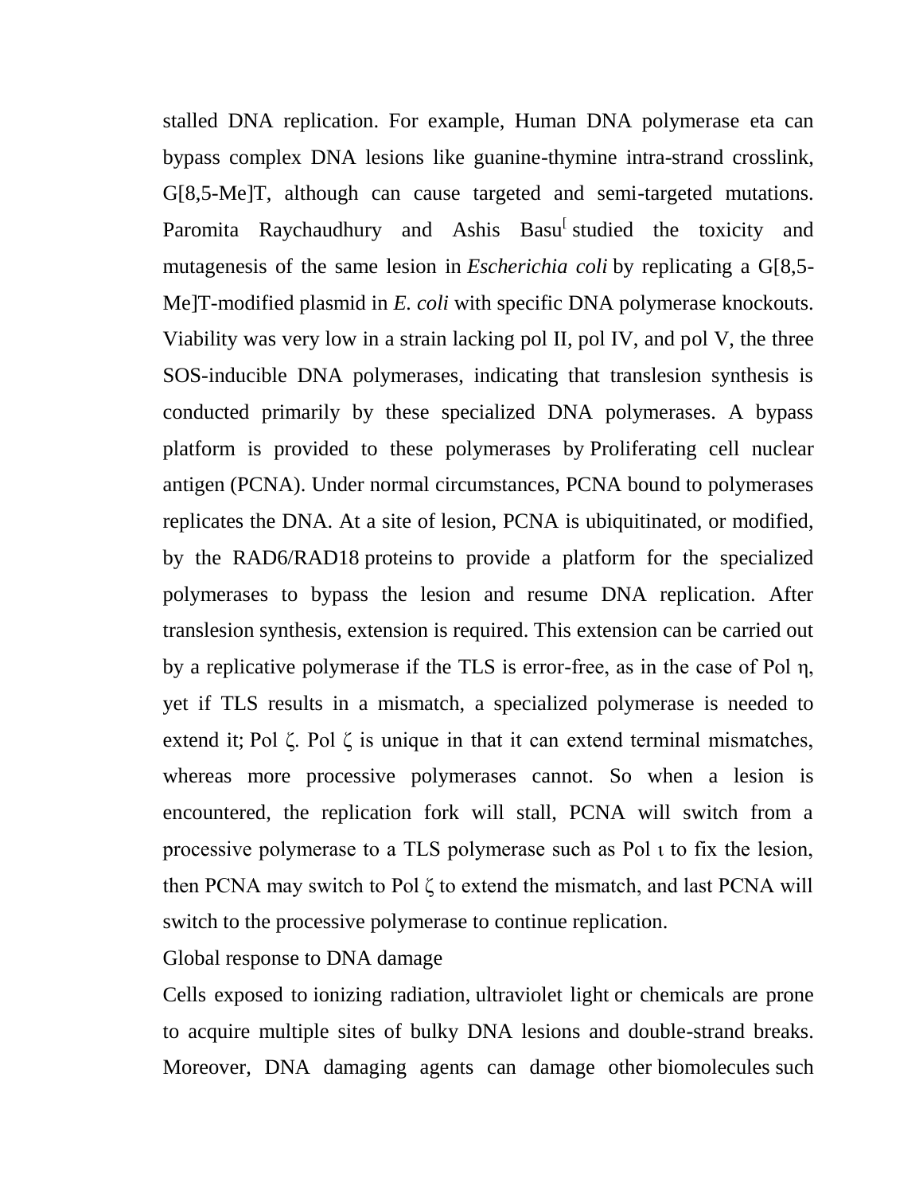stalled DNA replication. For example, Human DNA polymerase eta can bypass complex DNA lesions like guanine-thymine intra-strand crosslink, G[8,5-Me]T, although can cause targeted and semi-targeted mutations. Paromita Raychaudhury and Ashis Basu[ studied the toxicity and mutagenesis of the same lesion in *Escherichia coli* by replicating a G[8,5-Me]T-modified plasmid in *E. coli* with specific DNA polymerase knockouts. Viability was very low in a strain lacking pol II, pol IV, and pol V, the three SOS-inducible DNA polymerases, indicating that translesion synthesis is conducted primarily by these specialized DNA polymerases. A bypass platform is provided to these polymerases by Proliferating cell nuclear antigen (PCNA). Under normal circumstances, PCNA bound to polymerases replicates the DNA. At a site of lesion, PCNA is ubiquitinated, or modified, by the RAD6/RAD18 proteins to provide a platform for the specialized polymerases to bypass the lesion and resume DNA replication. After translesion synthesis, extension is required. This extension can be carried out by a replicative polymerase if the TLS is error-free, as in the case of Pol η, yet if TLS results in a mismatch, a specialized polymerase is needed to extend it; Pol ζ. Pol ζ is unique in that it can extend terminal mismatches, whereas more processive polymerases cannot. So when a lesion is encountered, the replication fork will stall, PCNA will switch from a processive polymerase to a TLS polymerase such as Pol ι to fix the lesion, then PCNA may switch to Pol ζ to extend the mismatch, and last PCNA will switch to the processive polymerase to continue replication.

Global response to DNA damage

Cells exposed to ionizing radiation, ultraviolet light or chemicals are prone to acquire multiple sites of bulky DNA lesions and double-strand breaks. Moreover, DNA damaging agents can damage other biomolecules such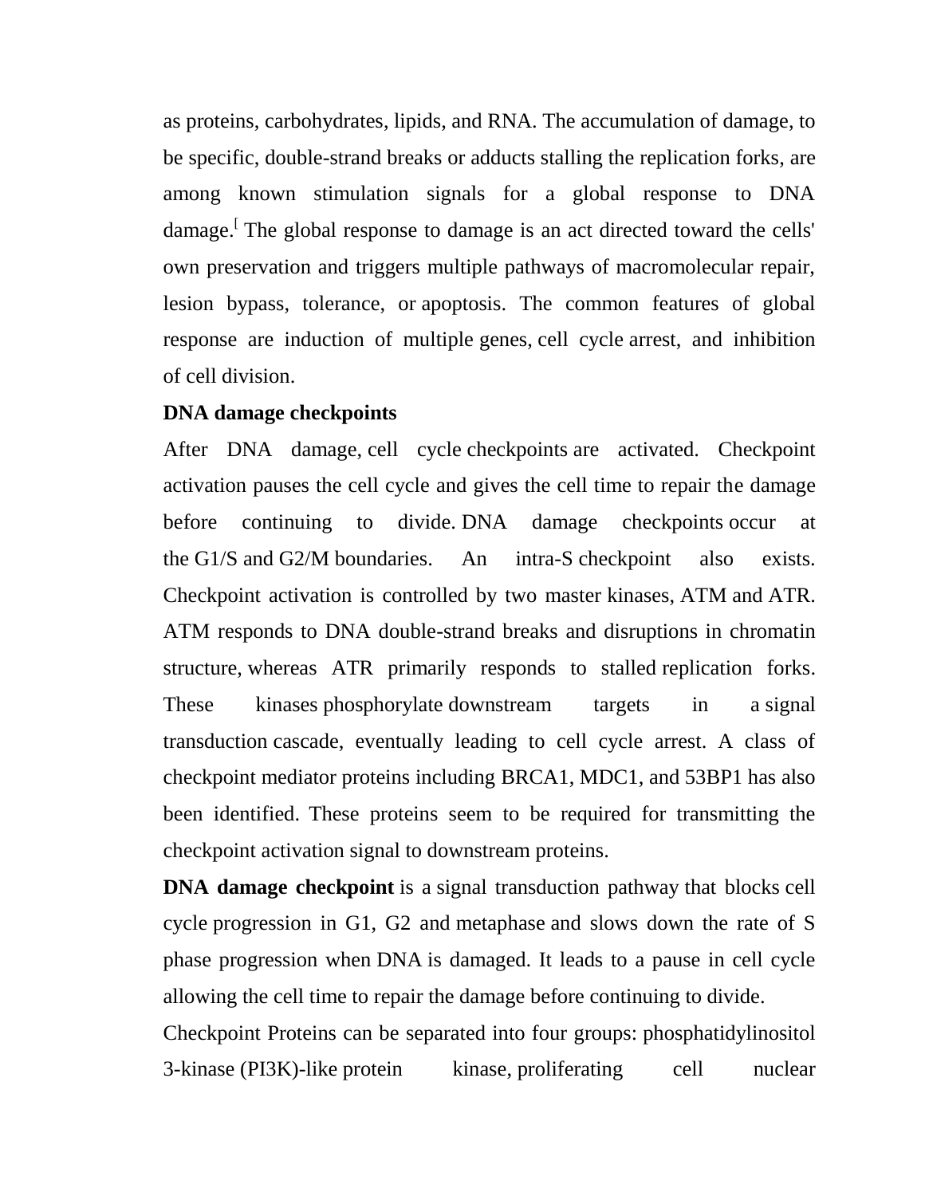as proteins, carbohydrates, lipids, and RNA. The accumulation of damage, to be specific, double-strand breaks or adducts stalling the replication forks, are among known stimulation signals for a global response to DNA damage.[ The global response to damage is an act directed toward the cells' own preservation and triggers multiple pathways of macromolecular repair, lesion bypass, tolerance, or apoptosis. The common features of global response are induction of multiple genes, cell cycle arrest, and inhibition of cell division.

**DNA damage checkpoints**

After DNA damage, cell cycle checkpoints are activated. Checkpoint activation pauses the cell cycle and gives the cell time to repair the damage before continuing to divide. DNA damage checkpoints occur at the G1/S and G2/M boundaries. An intra-S checkpoint also exists. Checkpoint activation is controlled by two master kinases, ATM and ATR. ATM responds to DNA double-strand breaks and disruptions in chromatin structure, whereas ATR primarily responds to stalled replication forks. These kinases phosphorylate downstream targets in a signal transduction cascade, eventually leading to cell cycle arrest. A class of checkpoint mediator proteins including BRCA1, MDC1, and 53BP1 has also been identified. These proteins seem to be required for transmitting the checkpoint activation signal to downstream proteins.

**DNA damage checkpoint** is a signal transduction pathway that blocks cell cycle progression in G1, G2 and metaphase and slows down the rate of S phase progression when DNA is damaged. It leads to a pause in cell cycle allowing the cell time to repair the damage before continuing to divide.

Checkpoint Proteins can be separated into four groups: phosphatidylinositol 3-kinase (PI3K)-like protein kinase, proliferating cell nuclear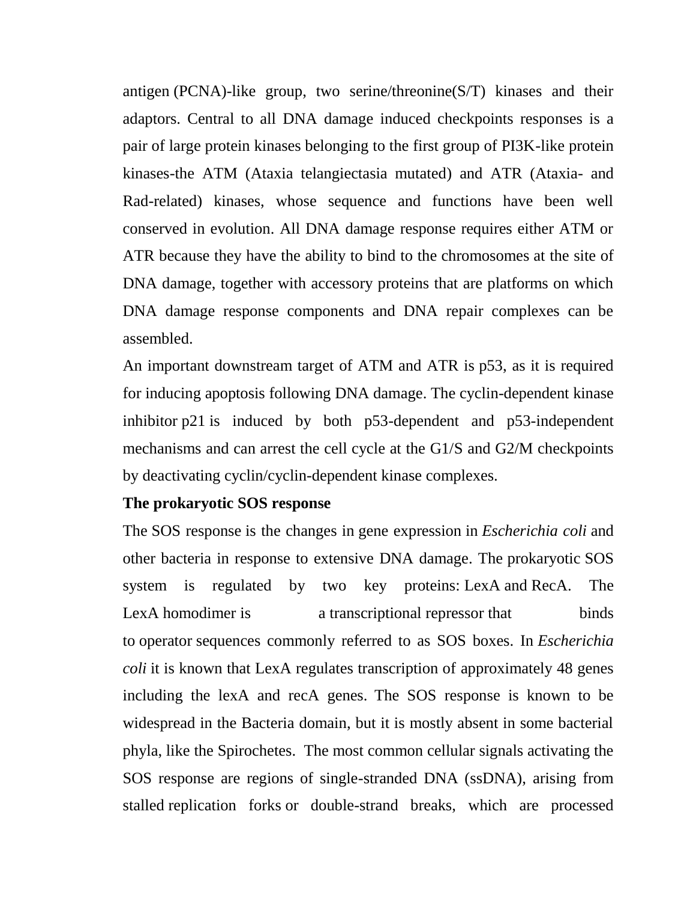antigen (PCNA)-like group, two serine/threonine(S/T) kinases and their adaptors. Central to all DNA damage induced checkpoints responses is a pair of large protein kinases belonging to the first group of PI3K-like protein kinases-the ATM (Ataxia telangiectasia mutated) and ATR (Ataxia- and Rad-related) kinases, whose sequence and functions have been well conserved in evolution. All DNA damage response requires either ATM or ATR because they have the ability to bind to the chromosomes at the site of DNA damage, together with accessory proteins that are platforms on which DNA damage response components and DNA repair complexes can be assembled.

An important downstream target of ATM and ATR is p53, as it is required for inducing apoptosis following DNA damage. The cyclin-dependent kinase inhibitor p21 is induced by both p53-dependent and p53-independent mechanisms and can arrest the cell cycle at the G1/S and G2/M checkpoints by deactivating cyclin/cyclin-dependent kinase complexes.

**The prokaryotic SOS response**

The SOS response is the changes in gene expression in *Escherichia coli* and other bacteria in response to extensive DNA damage. The prokaryotic SOS system is regulated by two key proteins: LexA and RecA. The LexA homodimer is a transcriptional repressor that binds to operator sequences commonly referred to as SOS boxes. In *Escherichia coli* it is known that LexA regulates transcription of approximately 48 genes including the lexA and recA genes. The SOS response is known to be widespread in the Bacteria domain, but it is mostly absent in some bacterial phyla, like the Spirochetes. The most common cellular signals activating the SOS response are regions of single-stranded DNA (ssDNA), arising from stalled replication forks or double-strand breaks, which are processed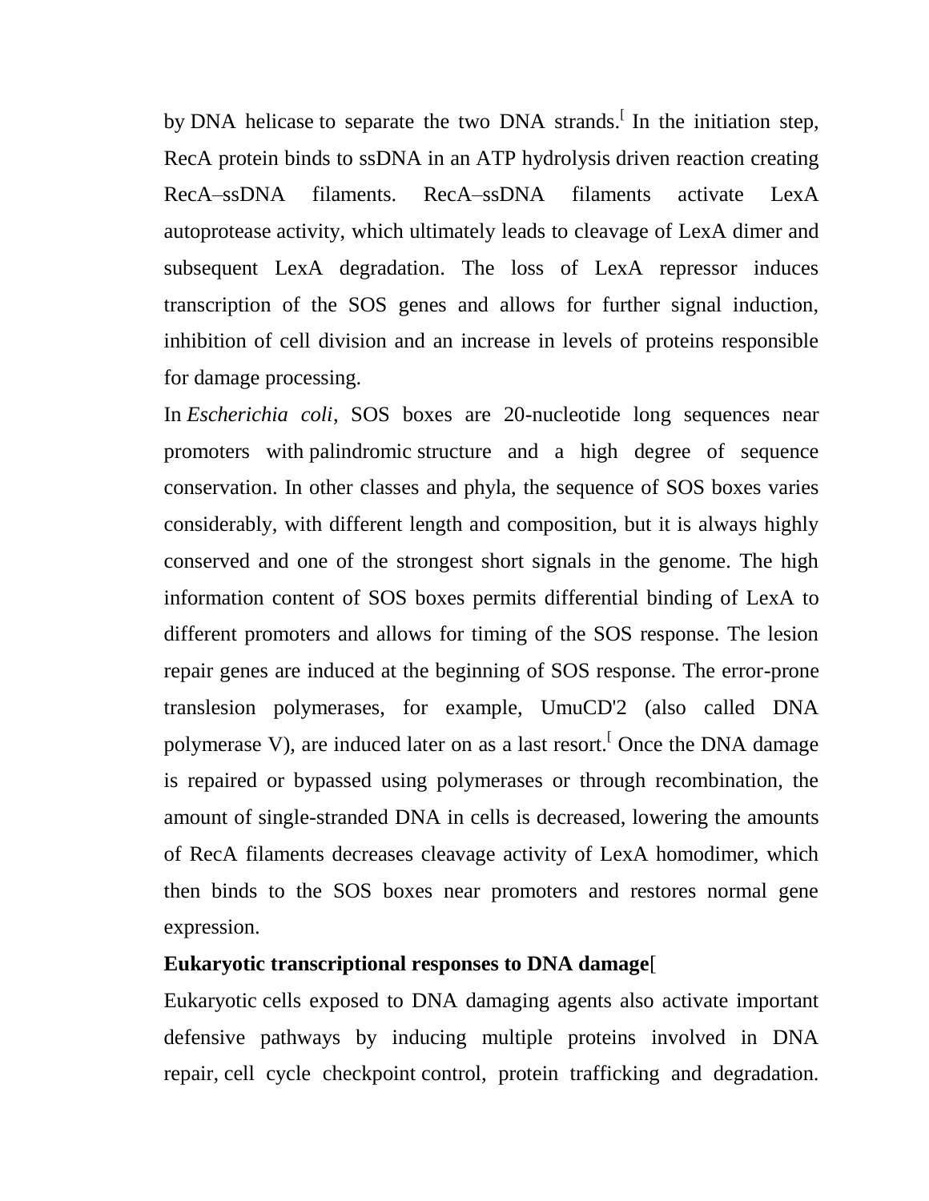by DNA helicase to separate the two DNA strands.[ In the initiation step, RecA protein binds to ssDNA in an ATP hydrolysis driven reaction creating RecA–ssDNA filaments. RecA–ssDNA filaments activate LexA autoprotease activity, which ultimately leads to cleavage of LexA dimer and subsequent LexA degradation. The loss of LexA repressor induces transcription of the SOS genes and allows for further signal induction, inhibition of cell division and an increase in levels of proteins responsible for damage processing.

In *Escherichia coli*, SOS boxes are 20-nucleotide long sequences near promoters with palindromic structure and a high degree of sequence conservation. In other classes and phyla, the sequence of SOS boxes varies considerably, with different length and composition, but it is always highly conserved and one of the strongest short signals in the genome. The high information content of SOS boxes permits differential binding of LexA to different promoters and allows for timing of the SOS response. The lesion repair genes are induced at the beginning of SOS response. The error-prone translesion polymerases, for example, UmuCD'2 (also called DNA polymerase V), are induced later on as a last resort.[ Once the DNA damage is repaired or bypassed using polymerases or through recombination, the amount of single-stranded DNA in cells is decreased, lowering the amounts of RecA filaments decreases cleavage activity of LexA homodimer, which then binds to the SOS boxes near promoters and restores normal gene expression.

**Eukaryotic transcriptional responses to DNA damage**[

Eukaryotic cells exposed to DNA damaging agents also activate important defensive pathways by inducing multiple proteins involved in DNA repair, cell cycle checkpoint control, protein trafficking and degradation.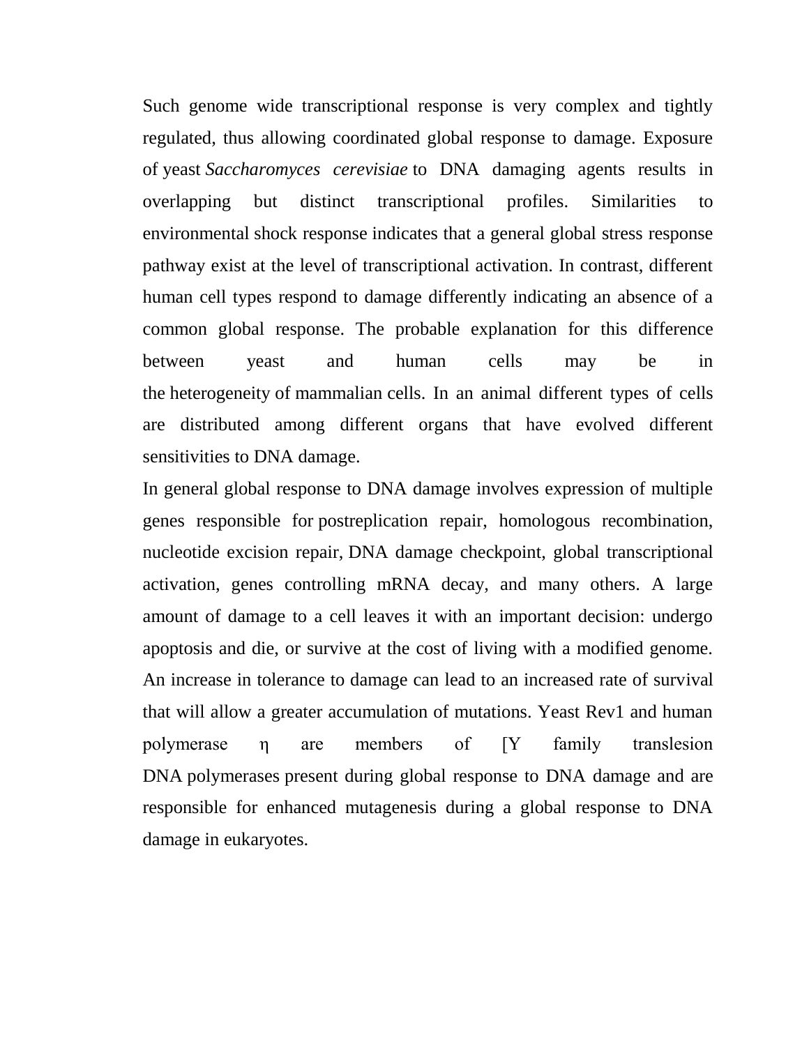Such genome wide transcriptional response is very complex and tightly regulated, thus allowing coordinated global response to damage. Exposure of yeast *Saccharomyces cerevisiae* to DNA damaging agents results in overlapping but distinct transcriptional profiles. Similarities to environmental shock response indicates that a general global stress response pathway exist at the level of transcriptional activation. In contrast, different human cell types respond to damage differently indicating an absence of a common global response. The probable explanation for this difference between yeast and human cells may be in the heterogeneity of mammalian cells. In an animal different types of cells are distributed among different organs that have evolved different sensitivities to DNA damage.

In general global response to DNA damage involves expression of multiple genes responsible for postreplication repair, homologous recombination, nucleotide excision repair, DNA damage checkpoint, global transcriptional activation, genes controlling mRNA decay, and many others. A large amount of damage to a cell leaves it with an important decision: undergo apoptosis and die, or survive at the cost of living with a modified genome. An increase in tolerance to damage can lead to an increased rate of survival that will allow a greater accumulation of mutations. Yeast Rev1 and human polymerase η are members of [Y family translesion DNA polymerases present during global response to DNA damage and are responsible for enhanced mutagenesis during a global response to DNA damage in eukaryotes.